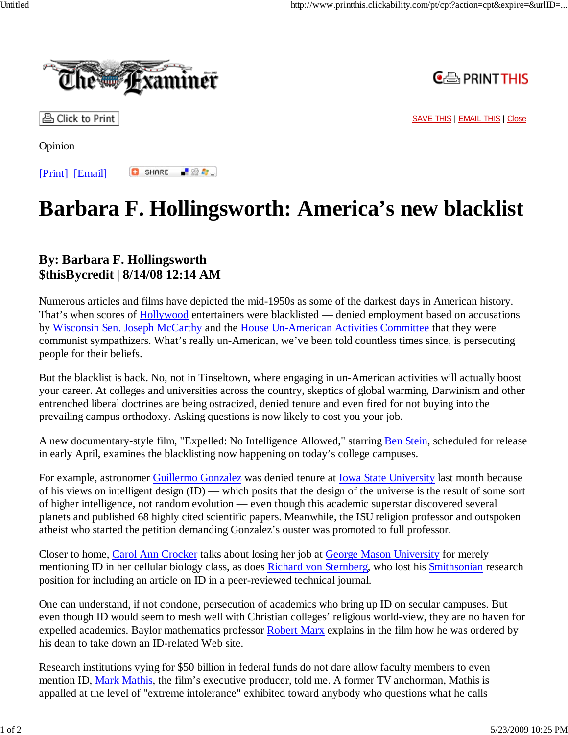Opinion

[Print] [Email]

# Barbara F. Hollingsworth: America's new blacklist

**By: Barbara F. Hollingsworth**
**$thisBycredit | 8/14/08 12:14 AM**

Numerous articles and films have depicted the mid-1950s as some of the darkest days in American history. That's when scores of Hollywood entertainers were blacklisted — denied employment based on accusations by Wisconsin Sen. Joseph McCarthy and the House Un-American Activities Committee that they were communist sympathizers. What's really un-American, we've been told countless times since, is persecuting people for their beliefs.

But the blacklist is back. No, not in Tinseltown, where engaging in un-American activities will actually boost your career. At colleges and universities across the country, skeptics of global warming, Darwinism and other entrenched liberal doctrines are being ostracized, denied tenure and even fired for not buying into the prevailing campus orthodoxy. Asking questions is now likely to cost you your job.

A new documentary-style film, "Expelled: No Intelligence Allowed," starring Ben Stein, scheduled for release in early April, examines the blacklisting now happening on today's college campuses.

For example, astronomer Guillermo Gonzalez was denied tenure at Iowa State University last month because of his views on intelligent design (ID) — which posits that the design of the universe is the result of some sort of higher intelligence, not random evolution — even though this academic superstar discovered several planets and published 68 highly cited scientific papers. Meanwhile, the ISU religion professor and outspoken atheist who started the petition demanding Gonzalez's ouster was promoted to full professor.

Closer to home, Carol Ann Crocker talks about losing her job at George Mason University for merely mentioning ID in her cellular biology class, as does Richard von Sternberg, who lost his Smithsonian research position for including an article on ID in a peer-reviewed technical journal.

One can understand, if not condone, persecution of academics who bring up ID on secular campuses. But even though ID would seem to mesh well with Christian colleges' religious world-view, they are no haven for expelled academics. Baylor mathematics professor Robert Marx explains in the film how he was ordered by his dean to take down an ID-related Web site.

Research institutions vying for $50 billion in federal funds do not dare allow faculty members to even mention ID, Mark Mathis, the film's executive producer, told me. A former TV anchorman, Mathis is appalled at the level of "extreme intolerance" exhibited toward anybody who questions what he calls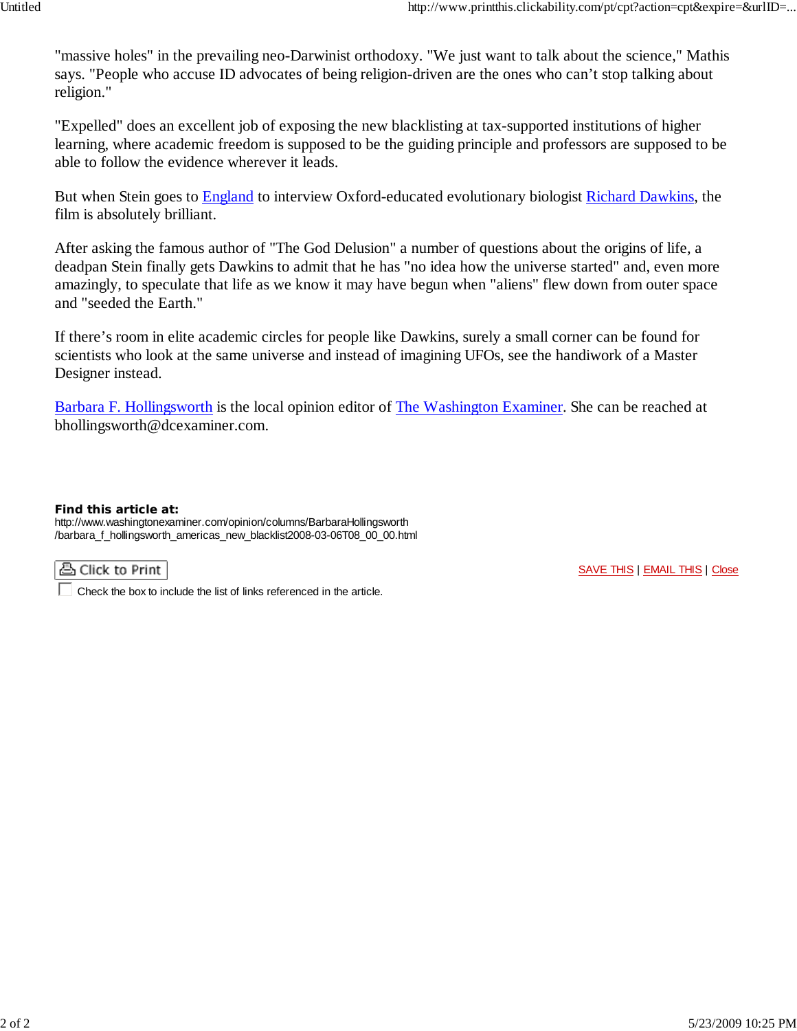"massive holes" in the prevailing neo-Darwinist orthodoxy. "We just want to talk about the science," Mathis says. "People who accuse ID advocates of being religion-driven are the ones who can't stop talking about religion."

"Expelled" does an excellent job of exposing the new blacklisting at tax-supported institutions of higher learning, where academic freedom is supposed to be the guiding principle and professors are supposed to be able to follow the evidence wherever it leads.

But when Stein goes to England to interview Oxford-educated evolutionary biologist Richard Dawkins, the film is absolutely brilliant.

After asking the famous author of "The God Delusion" a number of questions about the origins of life, a deadpan Stein finally gets Dawkins to admit that he has "no idea how the universe started" and, even more amazingly, to speculate that life as we know it may have begun when "aliens" flew down from outer space and "seeded the Earth."

If there's room in elite academic circles for people like Dawkins, surely a small corner can be found for scientists who look at the same universe and instead of imagining UFOs, see the handiwork of a Master Designer instead.

Barbara F. Hollingsworth is the local opinion editor of The Washington Examiner. She can be reached at bhollingsworth@dcexaminer.com.

**Find this article at:**
http://www.washingtonexaminer.com/opinion/columns/BarbaraHollingsworth/barbara_f_hollingsworth_americas_new_blacklist2008-03-06T08_00_00.html

Click to Print

SAVE THIS | EMAIL THIS | Close

Check the box to include the list of links referenced in the article.